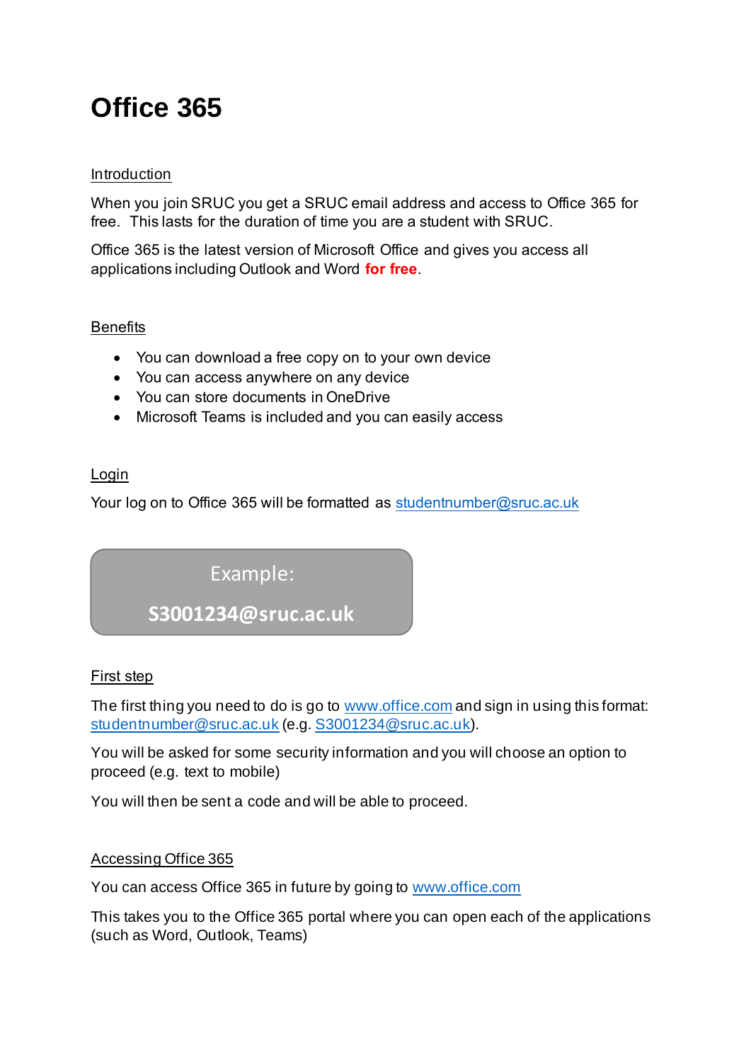# Office 365

## Introduction

When you join SRUC you get a SRUC email address and access to Office 365 for free. This lasts for the duration of time you are a student with SRUC.

Office 365 is the latest version of Microsoft Office and gives you access all applications including Outlook and Word **for free**.

## Benefits

- You can download a free copy on to your own device
- You can access anywhere on any device
- You can store documents in OneDrive
- Microsoft Teams is included and you can easily access

## Login

Your log on to Office 365 will be formatted as studentnumber@sruc.ac.uk

> Example:
>
> **S3001234@sruc.ac.uk**

## First step

The first thing you need to do is go to www.office.com and sign in using this format: studentnumber@sruc.ac.uk (e.g. S3001234@sruc.ac.uk).

You will be asked for some security information and you will choose an option to proceed (e.g. text to mobile)

You will then be sent a code and will be able to proceed.

## Accessing Office 365

You can access Office 365 in future by going to www.office.com

This takes you to the Office 365 portal where you can open each of the applications (such as Word, Outlook, Teams)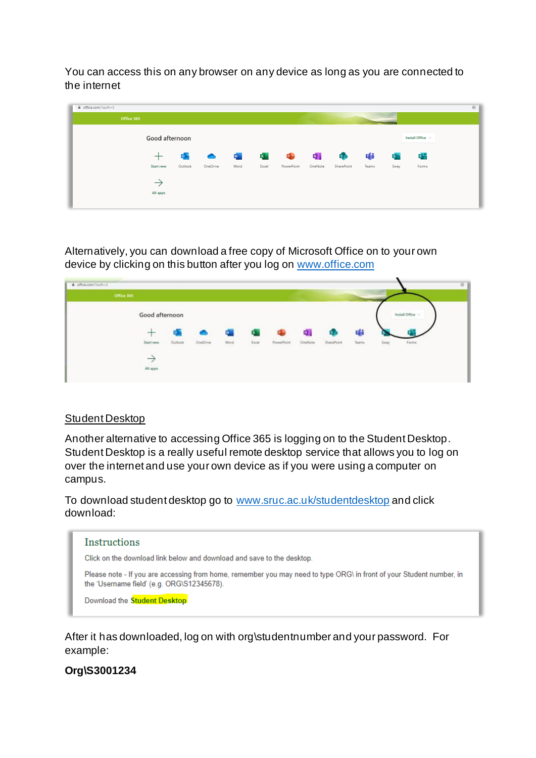You can access this on any browser on any device as long as you are connected to the internet

Alternatively, you can download a free copy of Microsoft Office on to your own device by clicking on this button after you log on [www.office.com](http://www.office.com)

## Student Desktop

Another alternative to accessing Office 365 is logging on to the Student Desktop. Student Desktop is a really useful remote desktop service that allows you to log on over the internet and use your own device as if you were using a computer on campus.

To download student desktop go to [www.sruc.ac.uk/studentdesktop](http://www.sruc.ac.uk/studentdesktop) and click download:

After it has downloaded, log on with org\studentnumber and your password. For example:

**Org\S3001234**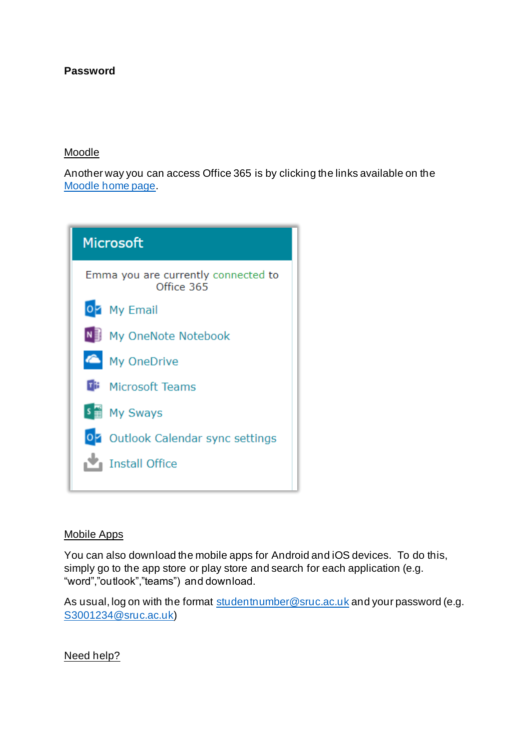**Password**

Moodle

Another way you can access Office 365 is by clicking the links available on the [Moodle home page](Moodle home page).

Microsoft

Emma you are currently connected to Office 365

- My Email
- My OneNote Notebook
- My OneDrive
- Microsoft Teams
- My Sways
- Outlook Calendar sync settings
- Install Office

Mobile Apps

You can also download the mobile apps for Android and iOS devices. To do this, simply go to the app store or play store and search for each application (e.g. "word","outlook","teams") and download.

As usual, log on with the format studentnumber@sruc.ac.uk and your password (e.g. S3001234@sruc.ac.uk)

Need help?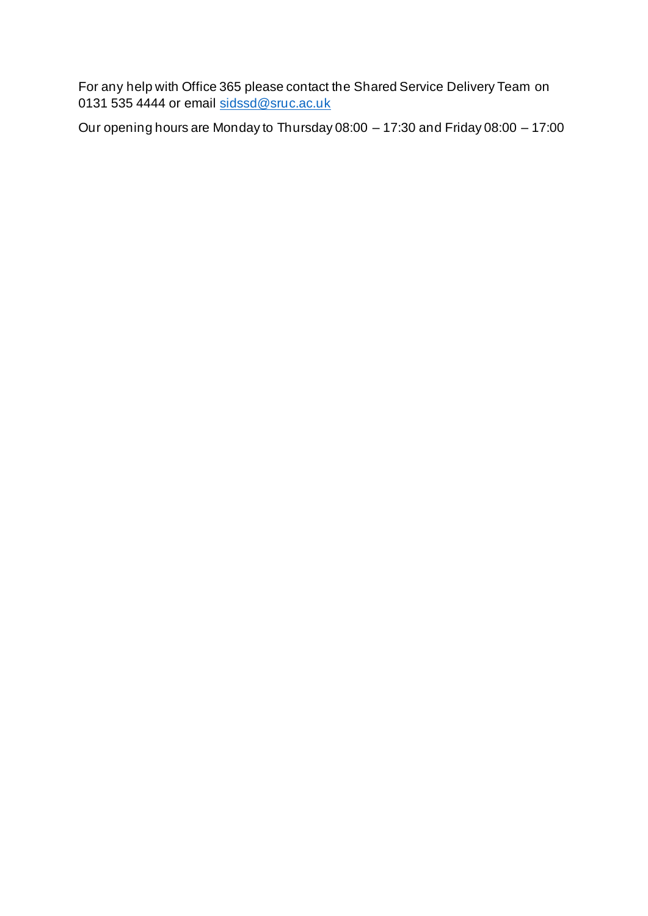For any help with Office 365 please contact the Shared Service Delivery Team on 0131 535 4444 or email [sidssd@sruc.ac.uk](mailto:sidssd@sruc.ac.uk)

Our opening hours are Monday to Thursday 08:00 – 17:30 and Friday 08:00 – 17:00